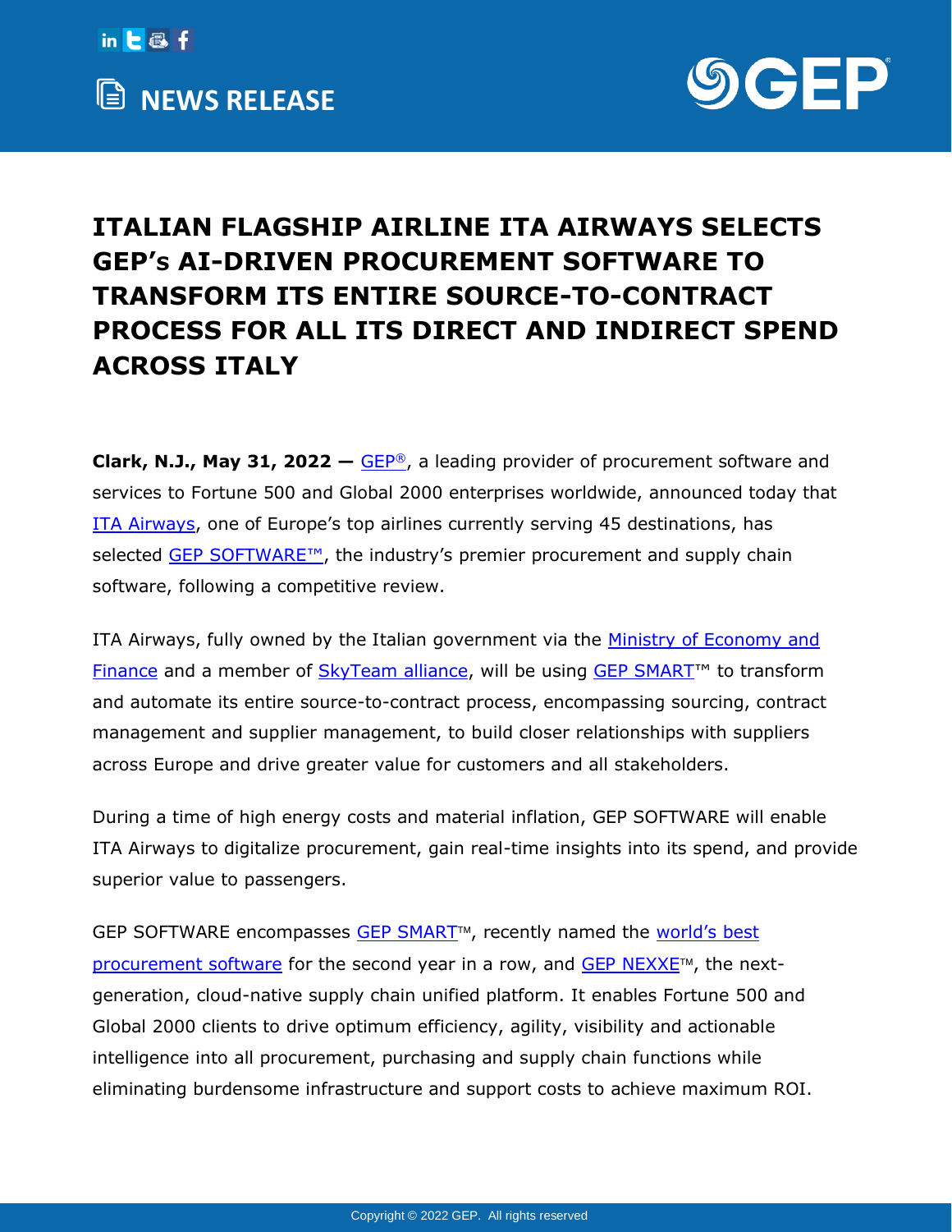# NEWS RELEASE

## ITALIAN FLAGSHIP AIRLINE ITA AIRWAYS SELECTS GEP's AI-DRIVEN PROCUREMENT SOFTWARE TO TRANSFORM ITS ENTIRE SOURCE-TO-CONTRACT PROCESS FOR ALL ITS DIRECT AND INDIRECT SPEND ACROSS ITALY

**Clark, N.J., May 31, 2022 —** GEP®, a leading provider of procurement software and services to Fortune 500 and Global 2000 enterprises worldwide, announced today that ITA Airways, one of Europe's top airlines currently serving 45 destinations, has selected GEP SOFTWARE™, the industry's premier procurement and supply chain software, following a competitive review.

ITA Airways, fully owned by the Italian government via the Ministry of Economy and Finance and a member of SkyTeam alliance, will be using GEP SMART™ to transform and automate its entire source-to-contract process, encompassing sourcing, contract management and supplier management, to build closer relationships with suppliers across Europe and drive greater value for customers and all stakeholders.

During a time of high energy costs and material inflation, GEP SOFTWARE will enable ITA Airways to digitalize procurement, gain real-time insights into its spend, and provide superior value to passengers.

GEP SOFTWARE encompasses GEP SMART™, recently named the world's best procurement software for the second year in a row, and GEP NEXXE™, the next-generation, cloud-native supply chain unified platform. It enables Fortune 500 and Global 2000 clients to drive optimum efficiency, agility, visibility and actionable intelligence into all procurement, purchasing and supply chain functions while eliminating burdensome infrastructure and support costs to achieve maximum ROI.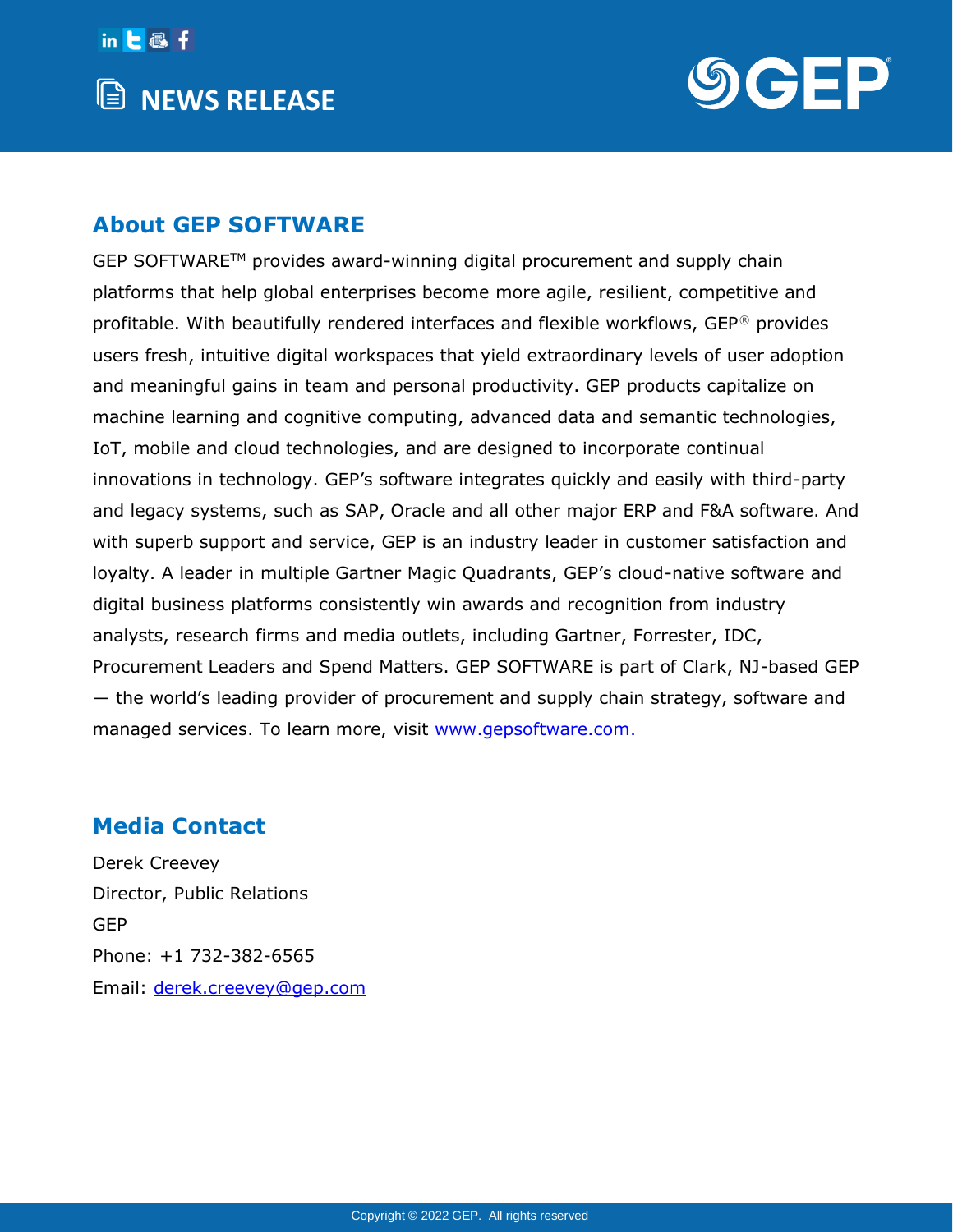# NEWS RELEASE

## About GEP SOFTWARE

GEP SOFTWARE™ provides award-winning digital procurement and supply chain platforms that help global enterprises become more agile, resilient, competitive and profitable. With beautifully rendered interfaces and flexible workflows, GEP® provides users fresh, intuitive digital workspaces that yield extraordinary levels of user adoption and meaningful gains in team and personal productivity. GEP products capitalize on machine learning and cognitive computing, advanced data and semantic technologies, IoT, mobile and cloud technologies, and are designed to incorporate continual innovations in technology. GEP's software integrates quickly and easily with third-party and legacy systems, such as SAP, Oracle and all other major ERP and F&A software. And with superb support and service, GEP is an industry leader in customer satisfaction and loyalty. A leader in multiple Gartner Magic Quadrants, GEP's cloud-native software and digital business platforms consistently win awards and recognition from industry analysts, research firms and media outlets, including Gartner, Forrester, IDC, Procurement Leaders and Spend Matters. GEP SOFTWARE is part of Clark, NJ-based GEP — the world's leading provider of procurement and supply chain strategy, software and managed services. To learn more, visit www.gepsoftware.com.

## Media Contact

Derek Creevey
Director, Public Relations
GEP
Phone: +1 732-382-6565
Email: derek.creevey@gep.com

Copyright © 2022 GEP. All rights reserved